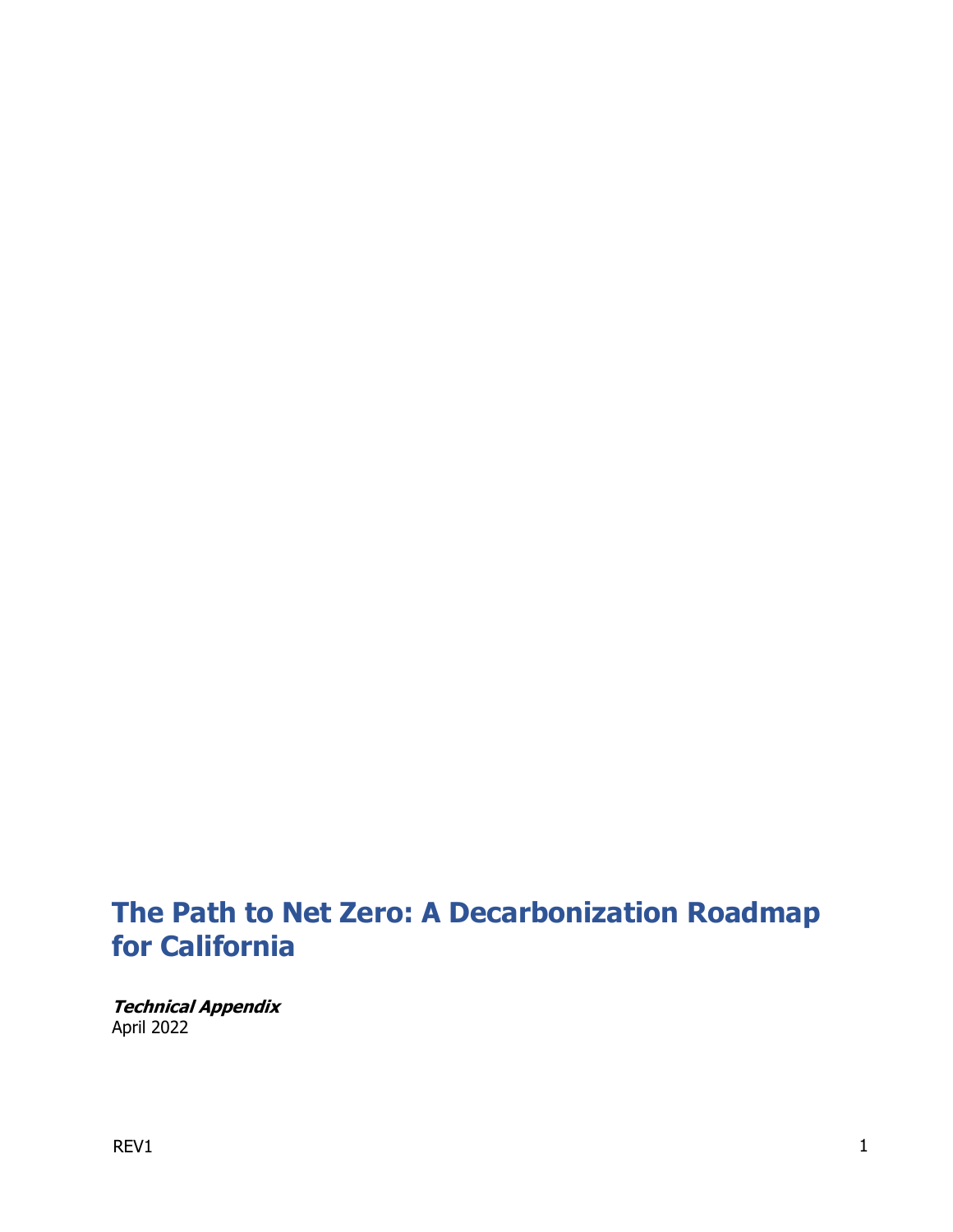# The Path to Net Zero: A Decarbonization Roadmap for California

***Technical Appendix***
April 2022

REV1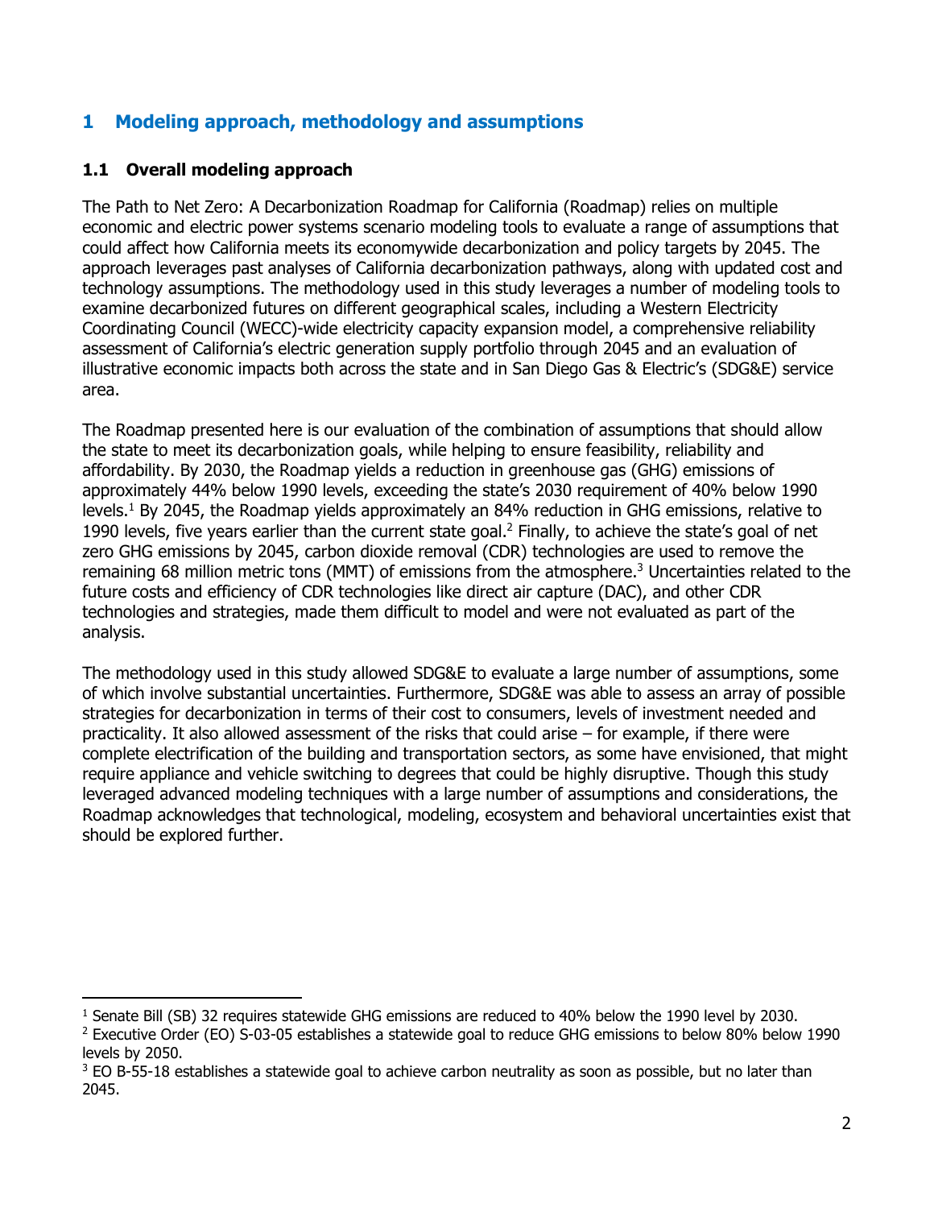# 1 Modeling approach, methodology and assumptions

## 1.1 Overall modeling approach

The Path to Net Zero: A Decarbonization Roadmap for California (Roadmap) relies on multiple economic and electric power systems scenario modeling tools to evaluate a range of assumptions that could affect how California meets its economywide decarbonization and policy targets by 2045. The approach leverages past analyses of California decarbonization pathways, along with updated cost and technology assumptions. The methodology used in this study leverages a number of modeling tools to examine decarbonized futures on different geographical scales, including a Western Electricity Coordinating Council (WECC)-wide electricity capacity expansion model, a comprehensive reliability assessment of California's electric generation supply portfolio through 2045 and an evaluation of illustrative economic impacts both across the state and in San Diego Gas & Electric's (SDG&E) service area.

The Roadmap presented here is our evaluation of the combination of assumptions that should allow the state to meet its decarbonization goals, while helping to ensure feasibility, reliability and affordability. By 2030, the Roadmap yields a reduction in greenhouse gas (GHG) emissions of approximately 44% below 1990 levels, exceeding the state's 2030 requirement of 40% below 1990 levels.[1] By 2045, the Roadmap yields approximately an 84% reduction in GHG emissions, relative to 1990 levels, five years earlier than the current state goal.[2] Finally, to achieve the state's goal of net zero GHG emissions by 2045, carbon dioxide removal (CDR) technologies are used to remove the remaining 68 million metric tons (MMT) of emissions from the atmosphere.[3] Uncertainties related to the future costs and efficiency of CDR technologies like direct air capture (DAC), and other CDR technologies and strategies, made them difficult to model and were not evaluated as part of the analysis.

The methodology used in this study allowed SDG&E to evaluate a large number of assumptions, some of which involve substantial uncertainties. Furthermore, SDG&E was able to assess an array of possible strategies for decarbonization in terms of their cost to consumers, levels of investment needed and practicality. It also allowed assessment of the risks that could arise – for example, if there were complete electrification of the building and transportation sectors, as some have envisioned, that might require appliance and vehicle switching to degrees that could be highly disruptive. Though this study leveraged advanced modeling techniques with a large number of assumptions and considerations, the Roadmap acknowledges that technological, modeling, ecosystem and behavioral uncertainties exist that should be explored further.

---

[1] Senate Bill (SB) 32 requires statewide GHG emissions are reduced to 40% below the 1990 level by 2030.

[2] Executive Order (EO) S-03-05 establishes a statewide goal to reduce GHG emissions to below 80% below 1990 levels by 2050.

[3] EO B-55-18 establishes a statewide goal to achieve carbon neutrality as soon as possible, but no later than 2045.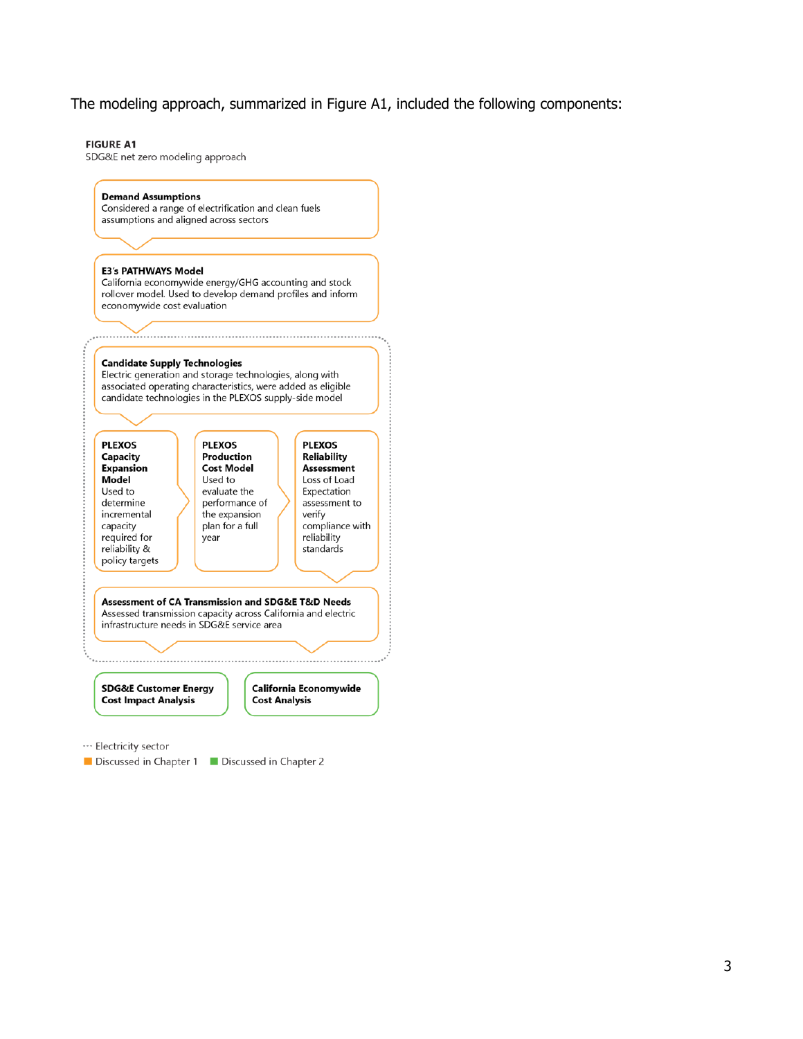The modeling approach, summarized in Figure A1, included the following components:

**FIGURE A1**
SDG&E net zero modeling approach

**Demand Assumptions**
Considered a range of electrification and clean fuels assumptions and aligned across sectors

**E3's PATHWAYS Model**
California economywide energy/GHG accounting and stock rollover model. Used to develop demand profiles and inform economywide cost evaluation

**Candidate Supply Technologies**
Electric generation and storage technologies, along with associated operating characteristics, were added as eligible candidate technologies in the PLEXOS supply-side model

**PLEXOS Capacity Expansion Model**
Used to determine incremental capacity required for reliability & policy targets

**PLEXOS Production Cost Model**
Used to evaluate the performance of the expansion plan for a full year

**PLEXOS Reliability Assessment**
Loss of Load Expectation assessment to verify compliance with reliability standards

**Assessment of CA Transmission and SDG&E T&D Needs**
Assessed transmission capacity across California and electric infrastructure needs in SDG&E service area

**SDG&E Customer Energy Cost Impact Analysis**

**California Economywide Cost Analysis**

··· Electricity sector
Discussed in Chapter 1 | Discussed in Chapter 2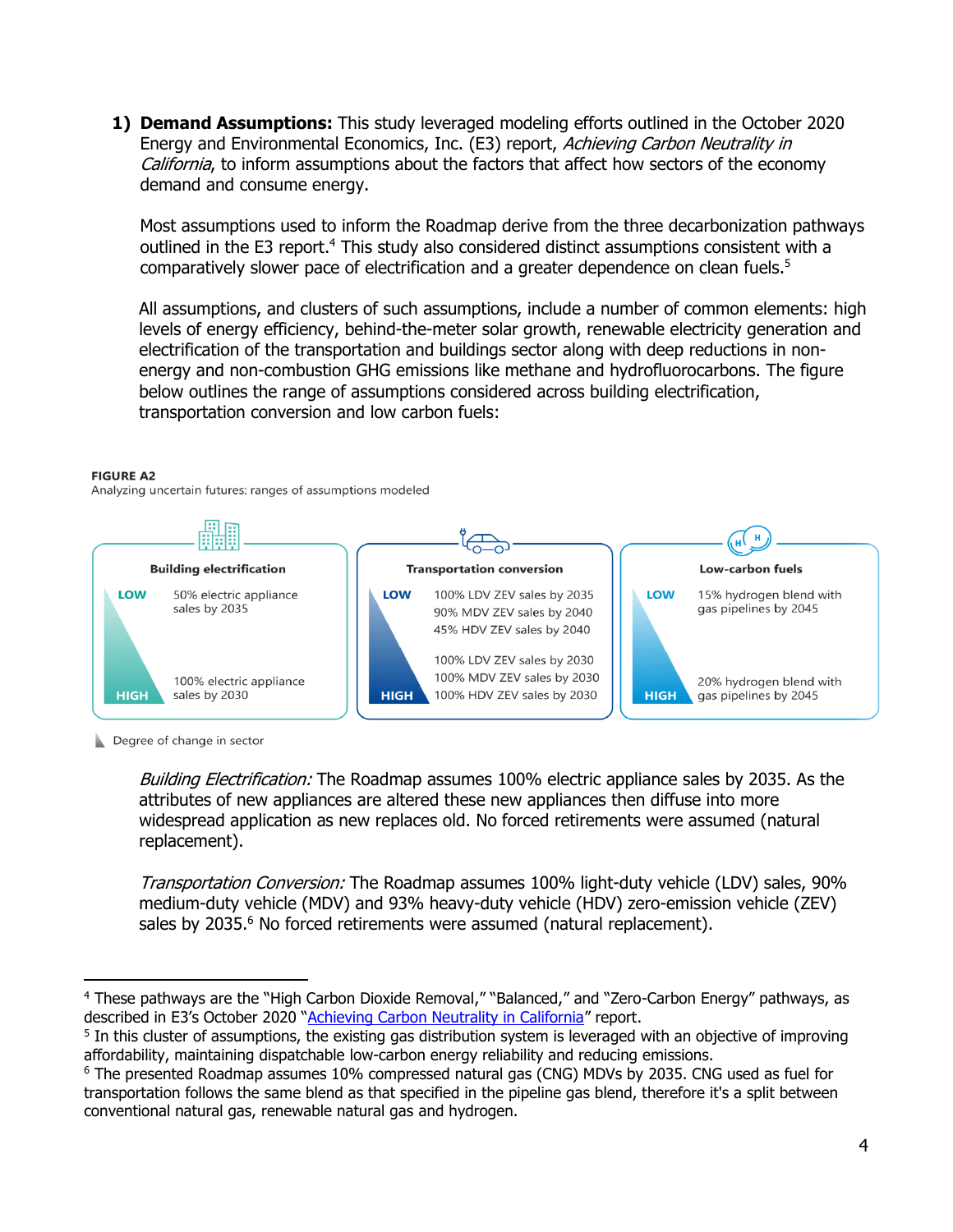1) **Demand Assumptions:** This study leveraged modeling efforts outlined in the October 2020 Energy and Environmental Economics, Inc. (E3) report, *Achieving Carbon Neutrality in California*, to inform assumptions about the factors that affect how sectors of the economy demand and consume energy.

   Most assumptions used to inform the Roadmap derive from the three decarbonization pathways outlined in the E3 report.[4] This study also considered distinct assumptions consistent with a comparatively slower pace of electrification and a greater dependence on clean fuels.[5]

   All assumptions, and clusters of such assumptions, include a number of common elements: high levels of energy efficiency, behind-the-meter solar growth, renewable electricity generation and electrification of the transportation and buildings sector along with deep reductions in non-energy and non-combustion GHG emissions like methane and hydrofluorocarbons. The figure below outlines the range of assumptions considered across building electrification, transportation conversion and low carbon fuels:

**FIGURE A2**
Analyzing uncertain futures: ranges of assumptions modeled

| | Building electrification | Transportation conversion | Low-carbon fuels |
|---|---|---|---|
| LOW | 50% electric appliance sales by 2035 | 100% LDV ZEV sales by 2035<br>90% MDV ZEV sales by 2040<br>45% HDV ZEV sales by 2040 | 15% hydrogen blend with gas pipelines by 2045 |
| HIGH | 100% electric appliance sales by 2030 | 100% LDV ZEV sales by 2030<br>100% MDV ZEV sales by 2030<br>100% HDV ZEV sales by 2030 | 20% hydrogen blend with gas pipelines by 2045 |

Degree of change in sector

   *Building Electrification:* The Roadmap assumes 100% electric appliance sales by 2035. As the attributes of new appliances are altered these new appliances then diffuse into more widespread application as new replaces old. No forced retirements were assumed (natural replacement).

   *Transportation Conversion:* The Roadmap assumes 100% light-duty vehicle (LDV) sales, 90% medium-duty vehicle (MDV) and 93% heavy-duty vehicle (HDV) zero-emission vehicle (ZEV) sales by 2035.[6] No forced retirements were assumed (natural replacement).

---

[4] These pathways are the "High Carbon Dioxide Removal," "Balanced," and "Zero-Carbon Energy" pathways, as described in E3's October 2020 "Achieving Carbon Neutrality in California" report.

[5] In this cluster of assumptions, the existing gas distribution system is leveraged with an objective of improving affordability, maintaining dispatchable low-carbon energy reliability and reducing emissions.

[6] The presented Roadmap assumes 10% compressed natural gas (CNG) MDVs by 2035. CNG used as fuel for transportation follows the same blend as that specified in the pipeline gas blend, therefore it's a split between conventional natural gas, renewable natural gas and hydrogen.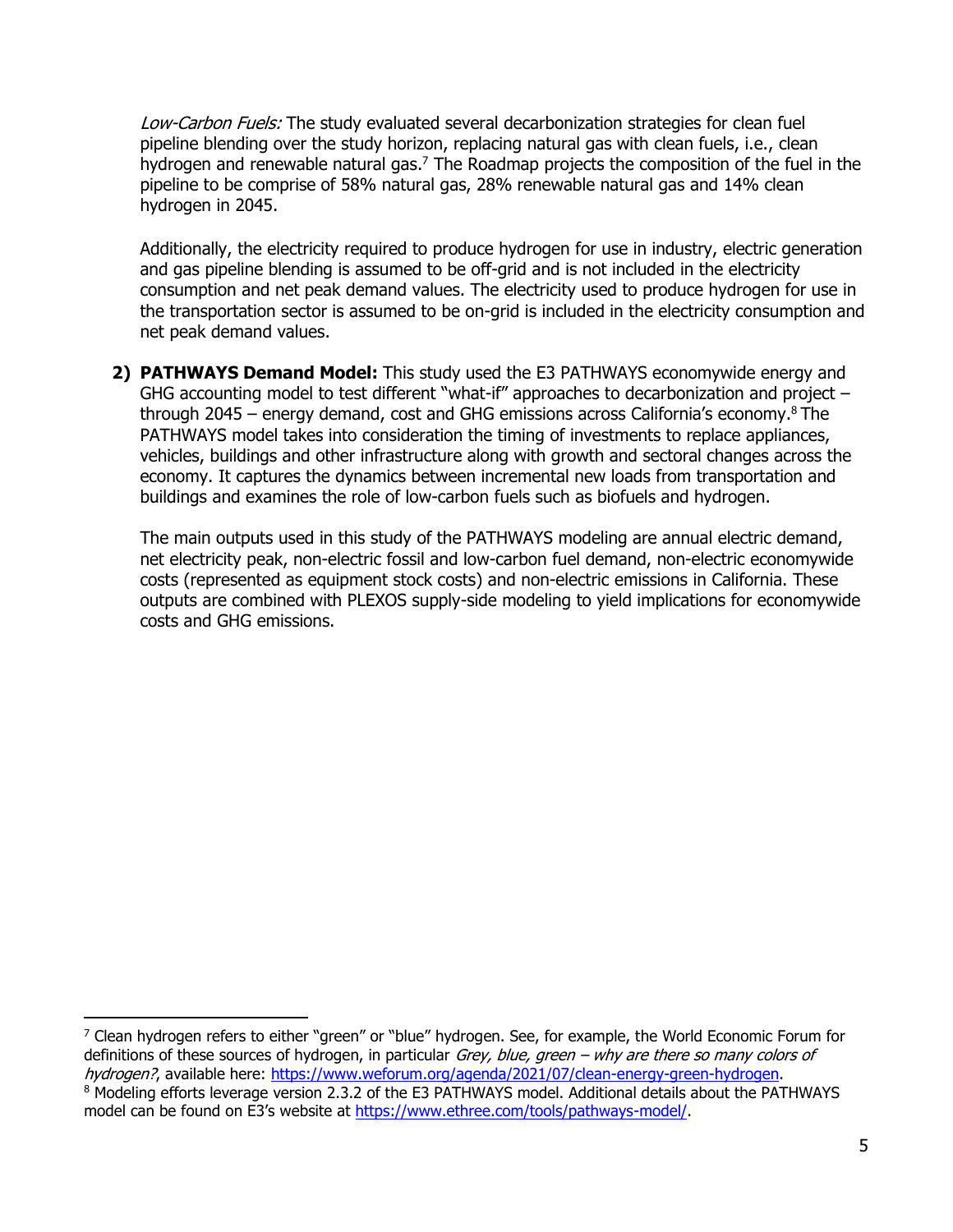*Low-Carbon Fuels:* The study evaluated several decarbonization strategies for clean fuel pipeline blending over the study horizon, replacing natural gas with clean fuels, i.e., clean hydrogen and renewable natural gas.[7] The Roadmap projects the composition of the fuel in the pipeline to be comprise of 58% natural gas, 28% renewable natural gas and 14% clean hydrogen in 2045.

Additionally, the electricity required to produce hydrogen for use in industry, electric generation and gas pipeline blending is assumed to be off-grid and is not included in the electricity consumption and net peak demand values. The electricity used to produce hydrogen for use in the transportation sector is assumed to be on-grid is included in the electricity consumption and net peak demand values.

2) **PATHWAYS Demand Model:** This study used the E3 PATHWAYS economywide energy and GHG accounting model to test different "what-if" approaches to decarbonization and project – through 2045 – energy demand, cost and GHG emissions across California's economy.[8] The PATHWAYS model takes into consideration the timing of investments to replace appliances, vehicles, buildings and other infrastructure along with growth and sectoral changes across the economy. It captures the dynamics between incremental new loads from transportation and buildings and examines the role of low-carbon fuels such as biofuels and hydrogen.

   The main outputs used in this study of the PATHWAYS modeling are annual electric demand, net electricity peak, non-electric fossil and low-carbon fuel demand, non-electric economywide costs (represented as equipment stock costs) and non-electric emissions in California. These outputs are combined with PLEXOS supply-side modeling to yield implications for economywide costs and GHG emissions.

---

[7] Clean hydrogen refers to either "green" or "blue" hydrogen. See, for example, the World Economic Forum for definitions of these sources of hydrogen, in particular *Grey, blue, green – why are there so many colors of hydrogen?*, available here: https://www.weforum.org/agenda/2021/07/clean-energy-green-hydrogen.

[8] Modeling efforts leverage version 2.3.2 of the E3 PATHWAYS model. Additional details about the PATHWAYS model can be found on E3's website at https://www.ethree.com/tools/pathways-model/.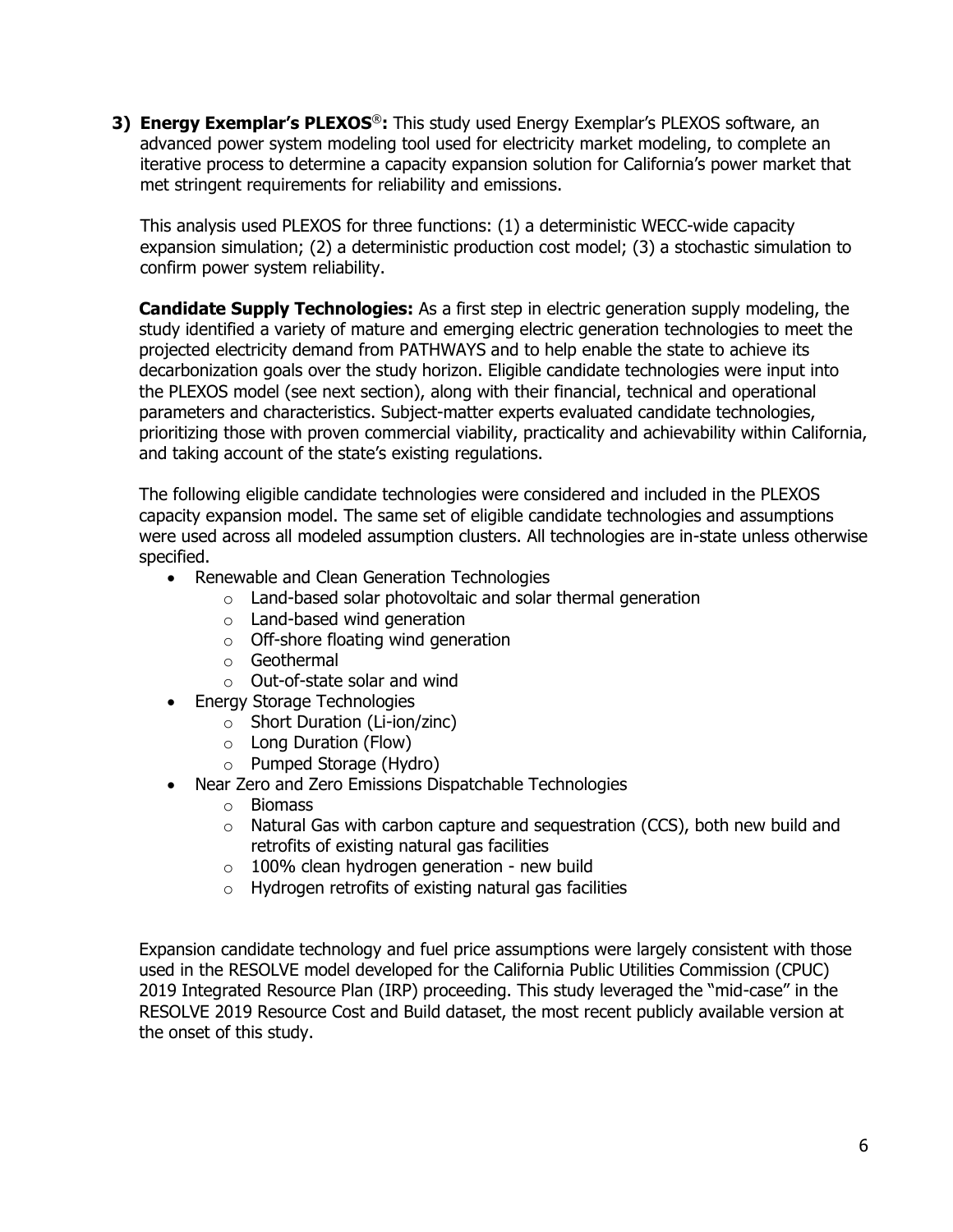**3) Energy Exemplar's PLEXOS®:** This study used Energy Exemplar's PLEXOS software, an advanced power system modeling tool used for electricity market modeling, to complete an iterative process to determine a capacity expansion solution for California's power market that met stringent requirements for reliability and emissions.

This analysis used PLEXOS for three functions: (1) a deterministic WECC-wide capacity expansion simulation; (2) a deterministic production cost model; (3) a stochastic simulation to confirm power system reliability.

**Candidate Supply Technologies:** As a first step in electric generation supply modeling, the study identified a variety of mature and emerging electric generation technologies to meet the projected electricity demand from PATHWAYS and to help enable the state to achieve its decarbonization goals over the study horizon. Eligible candidate technologies were input into the PLEXOS model (see next section), along with their financial, technical and operational parameters and characteristics. Subject-matter experts evaluated candidate technologies, prioritizing those with proven commercial viability, practicality and achievability within California, and taking account of the state's existing regulations.

The following eligible candidate technologies were considered and included in the PLEXOS capacity expansion model. The same set of eligible candidate technologies and assumptions were used across all modeled assumption clusters. All technologies are in-state unless otherwise specified.

- Renewable and Clean Generation Technologies
  - Land-based solar photovoltaic and solar thermal generation
  - Land-based wind generation
  - Off-shore floating wind generation
  - Geothermal
  - Out-of-state solar and wind
- Energy Storage Technologies
  - Short Duration (Li-ion/zinc)
  - Long Duration (Flow)
  - Pumped Storage (Hydro)
- Near Zero and Zero Emissions Dispatchable Technologies
  - Biomass
  - Natural Gas with carbon capture and sequestration (CCS), both new build and retrofits of existing natural gas facilities
  - 100% clean hydrogen generation - new build
  - Hydrogen retrofits of existing natural gas facilities

Expansion candidate technology and fuel price assumptions were largely consistent with those used in the RESOLVE model developed for the California Public Utilities Commission (CPUC) 2019 Integrated Resource Plan (IRP) proceeding. This study leveraged the "mid-case" in the RESOLVE 2019 Resource Cost and Build dataset, the most recent publicly available version at the onset of this study.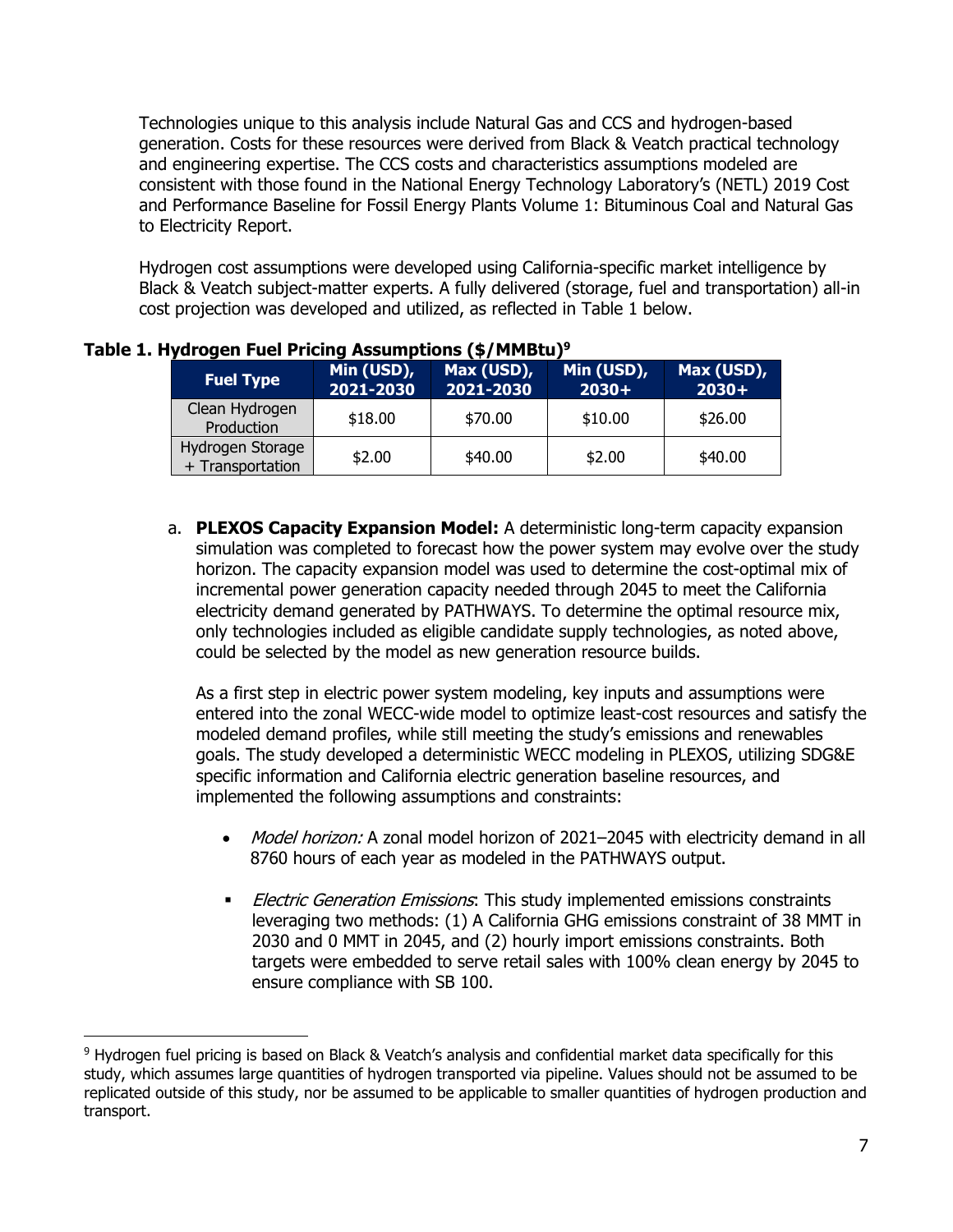Technologies unique to this analysis include Natural Gas and CCS and hydrogen-based generation. Costs for these resources were derived from Black & Veatch practical technology and engineering expertise. The CCS costs and characteristics assumptions modeled are consistent with those found in the National Energy Technology Laboratory's (NETL) 2019 Cost and Performance Baseline for Fossil Energy Plants Volume 1: Bituminous Coal and Natural Gas to Electricity Report.

Hydrogen cost assumptions were developed using California-specific market intelligence by Black & Veatch subject-matter experts. A fully delivered (storage, fuel and transportation) all-in cost projection was developed and utilized, as reflected in Table 1 below.

**Table 1. Hydrogen Fuel Pricing Assumptions ($/MMBtu)[9]**

| Fuel Type | Min (USD), 2021-2030 | Max (USD), 2021-2030 | Min (USD), 2030+ | Max (USD), 2030+ |
|---|---|---|---|---|
| Clean Hydrogen Production | $18.00 | $70.00 | $10.00 | $26.00 |
| Hydrogen Storage + Transportation | $2.00 | $40.00 | $2.00 | $40.00 |

a. **PLEXOS Capacity Expansion Model:** A deterministic long-term capacity expansion simulation was completed to forecast how the power system may evolve over the study horizon. The capacity expansion model was used to determine the cost-optimal mix of incremental power generation capacity needed through 2045 to meet the California electricity demand generated by PATHWAYS. To determine the optimal resource mix, only technologies included as eligible candidate supply technologies, as noted above, could be selected by the model as new generation resource builds.

   As a first step in electric power system modeling, key inputs and assumptions were entered into the zonal WECC-wide model to optimize least-cost resources and satisfy the modeled demand profiles, while still meeting the study's emissions and renewables goals. The study developed a deterministic WECC modeling in PLEXOS, utilizing SDG&E specific information and California electric generation baseline resources, and implemented the following assumptions and constraints:

   - *Model horizon:* A zonal model horizon of 2021–2045 with electricity demand in all 8760 hours of each year as modeled in the PATHWAYS output.

   - *Electric Generation Emissions*: This study implemented emissions constraints leveraging two methods: (1) A California GHG emissions constraint of 38 MMT in 2030 and 0 MMT in 2045, and (2) hourly import emissions constraints. Both targets were embedded to serve retail sales with 100% clean energy by 2045 to ensure compliance with SB 100.

---

[9] Hydrogen fuel pricing is based on Black & Veatch's analysis and confidential market data specifically for this study, which assumes large quantities of hydrogen transported via pipeline. Values should not be assumed to be replicated outside of this study, nor be assumed to be applicable to smaller quantities of hydrogen production and transport.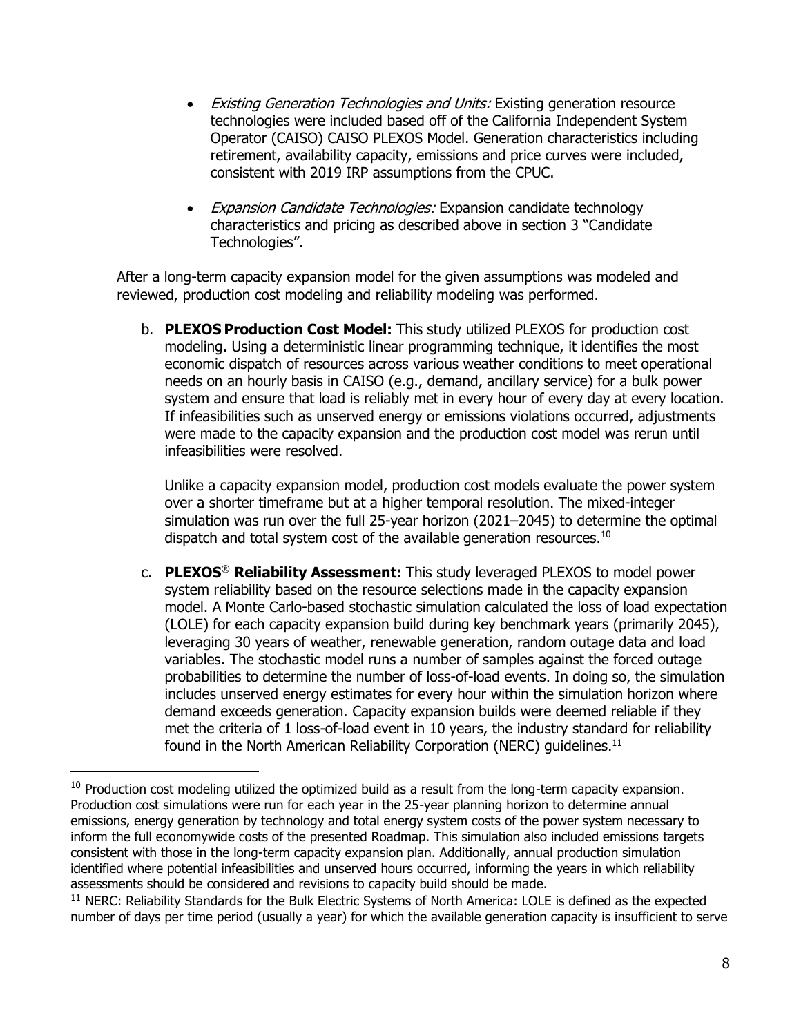- *Existing Generation Technologies and Units:* Existing generation resource technologies were included based off of the California Independent System Operator (CAISO) CAISO PLEXOS Model. Generation characteristics including retirement, availability capacity, emissions and price curves were included, consistent with 2019 IRP assumptions from the CPUC.

- *Expansion Candidate Technologies:* Expansion candidate technology characteristics and pricing as described above in section 3 "Candidate Technologies".

After a long-term capacity expansion model for the given assumptions was modeled and reviewed, production cost modeling and reliability modeling was performed.

b. **PLEXOS Production Cost Model:** This study utilized PLEXOS for production cost modeling. Using a deterministic linear programming technique, it identifies the most economic dispatch of resources across various weather conditions to meet operational needs on an hourly basis in CAISO (e.g., demand, ancillary service) for a bulk power system and ensure that load is reliably met in every hour of every day at every location. If infeasibilities such as unserved energy or emissions violations occurred, adjustments were made to the capacity expansion and the production cost model was rerun until infeasibilities were resolved.

   Unlike a capacity expansion model, production cost models evaluate the power system over a shorter timeframe but at a higher temporal resolution. The mixed-integer simulation was run over the full 25-year horizon (2021–2045) to determine the optimal dispatch and total system cost of the available generation resources.[10]

c. **PLEXOS® Reliability Assessment:** This study leveraged PLEXOS to model power system reliability based on the resource selections made in the capacity expansion model. A Monte Carlo-based stochastic simulation calculated the loss of load expectation (LOLE) for each capacity expansion build during key benchmark years (primarily 2045), leveraging 30 years of weather, renewable generation, random outage data and load variables. The stochastic model runs a number of samples against the forced outage probabilities to determine the number of loss-of-load events. In doing so, the simulation includes unserved energy estimates for every hour within the simulation horizon where demand exceeds generation. Capacity expansion builds were deemed reliable if they met the criteria of 1 loss-of-load event in 10 years, the industry standard for reliability found in the North American Reliability Corporation (NERC) guidelines.[11]

---

[10] Production cost modeling utilized the optimized build as a result from the long-term capacity expansion. Production cost simulations were run for each year in the 25-year planning horizon to determine annual emissions, energy generation by technology and total energy system costs of the power system necessary to inform the full economywide costs of the presented Roadmap. This simulation also included emissions targets consistent with those in the long-term capacity expansion plan. Additionally, annual production simulation identified where potential infeasibilities and unserved hours occurred, informing the years in which reliability assessments should be considered and revisions to capacity build should be made.

[11] NERC: Reliability Standards for the Bulk Electric Systems of North America: LOLE is defined as the expected number of days per time period (usually a year) for which the available generation capacity is insufficient to serve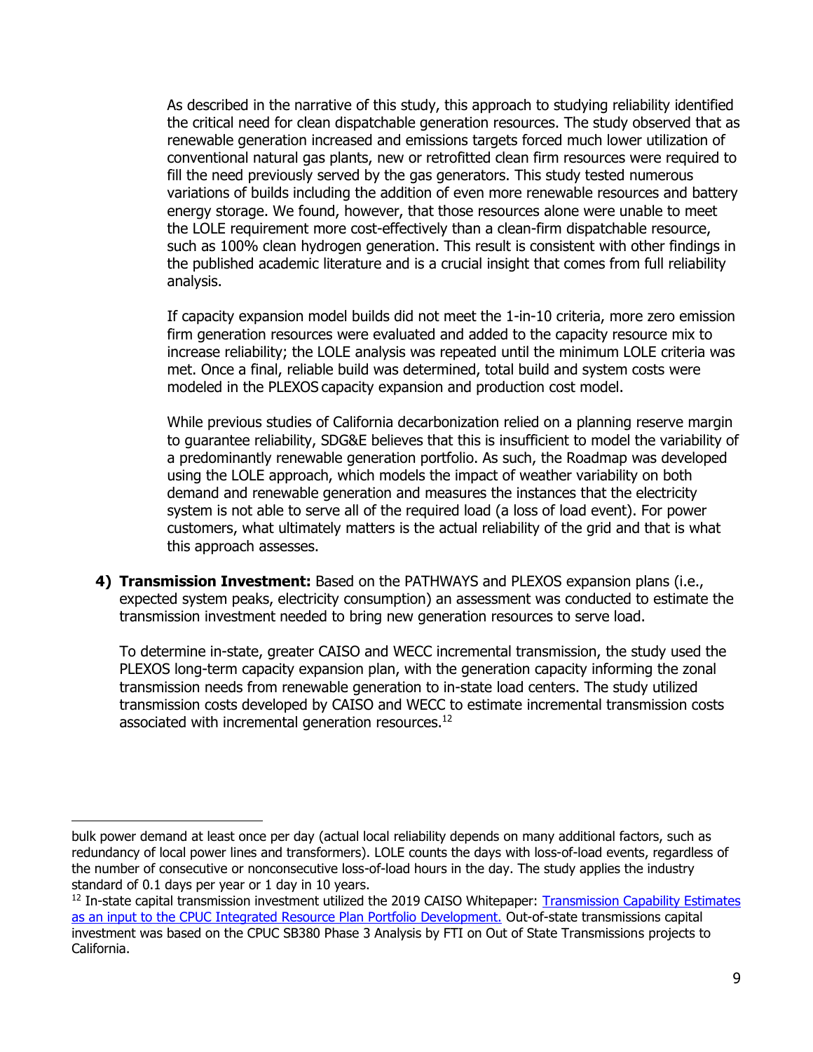As described in the narrative of this study, this approach to studying reliability identified the critical need for clean dispatchable generation resources. The study observed that as renewable generation increased and emissions targets forced much lower utilization of conventional natural gas plants, new or retrofitted clean firm resources were required to fill the need previously served by the gas generators. This study tested numerous variations of builds including the addition of even more renewable resources and battery energy storage. We found, however, that those resources alone were unable to meet the LOLE requirement more cost-effectively than a clean-firm dispatchable resource, such as 100% clean hydrogen generation. This result is consistent with other findings in the published academic literature and is a crucial insight that comes from full reliability analysis.

If capacity expansion model builds did not meet the 1-in-10 criteria, more zero emission firm generation resources were evaluated and added to the capacity resource mix to increase reliability; the LOLE analysis was repeated until the minimum LOLE criteria was met. Once a final, reliable build was determined, total build and system costs were modeled in the PLEXOS capacity expansion and production cost model.

While previous studies of California decarbonization relied on a planning reserve margin to guarantee reliability, SDG&E believes that this is insufficient to model the variability of a predominantly renewable generation portfolio. As such, the Roadmap was developed using the LOLE approach, which models the impact of weather variability on both demand and renewable generation and measures the instances that the electricity system is not able to serve all of the required load (a loss of load event). For power customers, what ultimately matters is the actual reliability of the grid and that is what this approach assesses.

4) **Transmission Investment:** Based on the PATHWAYS and PLEXOS expansion plans (i.e., expected system peaks, electricity consumption) an assessment was conducted to estimate the transmission investment needed to bring new generation resources to serve load.

   To determine in-state, greater CAISO and WECC incremental transmission, the study used the PLEXOS long-term capacity expansion plan, with the generation capacity informing the zonal transmission needs from renewable generation to in-state load centers. The study utilized transmission costs developed by CAISO and WECC to estimate incremental transmission costs associated with incremental generation resources.[12]

---

bulk power demand at least once per day (actual local reliability depends on many additional factors, such as redundancy of local power lines and transformers). LOLE counts the days with loss-of-load events, regardless of the number of consecutive or nonconsecutive loss-of-load hours in the day. The study applies the industry standard of 0.1 days per year or 1 day in 10 years.

[12] In-state capital transmission investment utilized the 2019 CAISO Whitepaper: Transmission Capability Estimates as an input to the CPUC Integrated Resource Plan Portfolio Development. Out-of-state transmissions capital investment was based on the CPUC SB380 Phase 3 Analysis by FTI on Out of State Transmissions projects to California.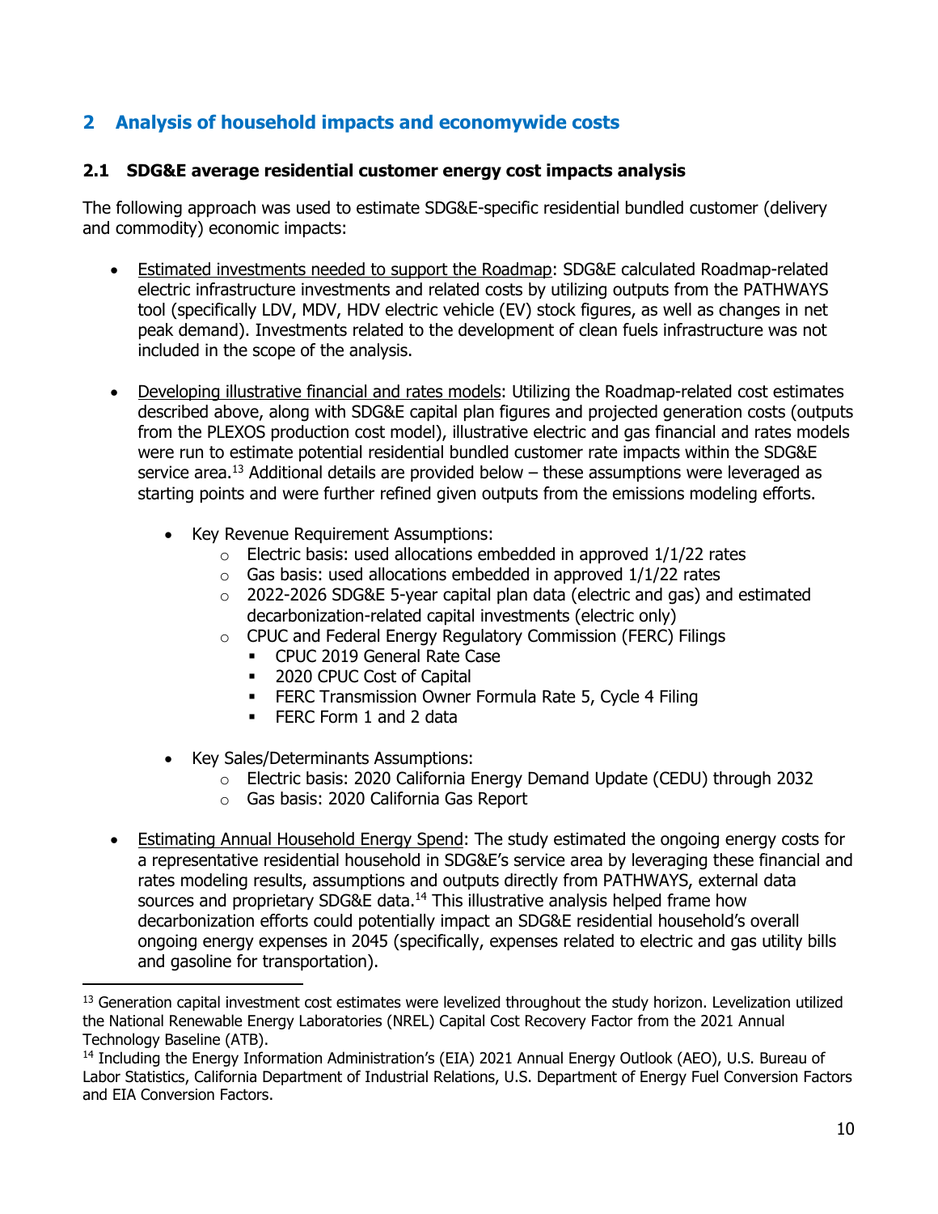## 2 Analysis of household impacts and economywide costs

### 2.1 SDG&E average residential customer energy cost impacts analysis

The following approach was used to estimate SDG&E-specific residential bundled customer (delivery and commodity) economic impacts:

- Estimated investments needed to support the Roadmap: SDG&E calculated Roadmap-related electric infrastructure investments and related costs by utilizing outputs from the PATHWAYS tool (specifically LDV, MDV, HDV electric vehicle (EV) stock figures, as well as changes in net peak demand). Investments related to the development of clean fuels infrastructure was not included in the scope of the analysis.

- Developing illustrative financial and rates models: Utilizing the Roadmap-related cost estimates described above, along with SDG&E capital plan figures and projected generation costs (outputs from the PLEXOS production cost model), illustrative electric and gas financial and rates models were run to estimate potential residential bundled customer rate impacts within the SDG&E service area.[13] Additional details are provided below – these assumptions were leveraged as starting points and were further refined given outputs from the emissions modeling efforts.
  - Key Revenue Requirement Assumptions:
    - Electric basis: used allocations embedded in approved 1/1/22 rates
    - Gas basis: used allocations embedded in approved 1/1/22 rates
    - 2022-2026 SDG&E 5-year capital plan data (electric and gas) and estimated decarbonization-related capital investments (electric only)
    - CPUC and Federal Energy Regulatory Commission (FERC) Filings
      - CPUC 2019 General Rate Case
      - 2020 CPUC Cost of Capital
      - FERC Transmission Owner Formula Rate 5, Cycle 4 Filing
      - FERC Form 1 and 2 data
  - Key Sales/Determinants Assumptions:
    - Electric basis: 2020 California Energy Demand Update (CEDU) through 2032
    - Gas basis: 2020 California Gas Report

- Estimating Annual Household Energy Spend: The study estimated the ongoing energy costs for a representative residential household in SDG&E's service area by leveraging these financial and rates modeling results, assumptions and outputs directly from PATHWAYS, external data sources and proprietary SDG&E data.[14] This illustrative analysis helped frame how decarbonization efforts could potentially impact an SDG&E residential household's overall ongoing energy expenses in 2045 (specifically, expenses related to electric and gas utility bills and gasoline for transportation).

---

[13] Generation capital investment cost estimates were levelized throughout the study horizon. Levelization utilized the National Renewable Energy Laboratories (NREL) Capital Cost Recovery Factor from the 2021 Annual Technology Baseline (ATB).

[14] Including the Energy Information Administration's (EIA) 2021 Annual Energy Outlook (AEO), U.S. Bureau of Labor Statistics, California Department of Industrial Relations, U.S. Department of Energy Fuel Conversion Factors and EIA Conversion Factors.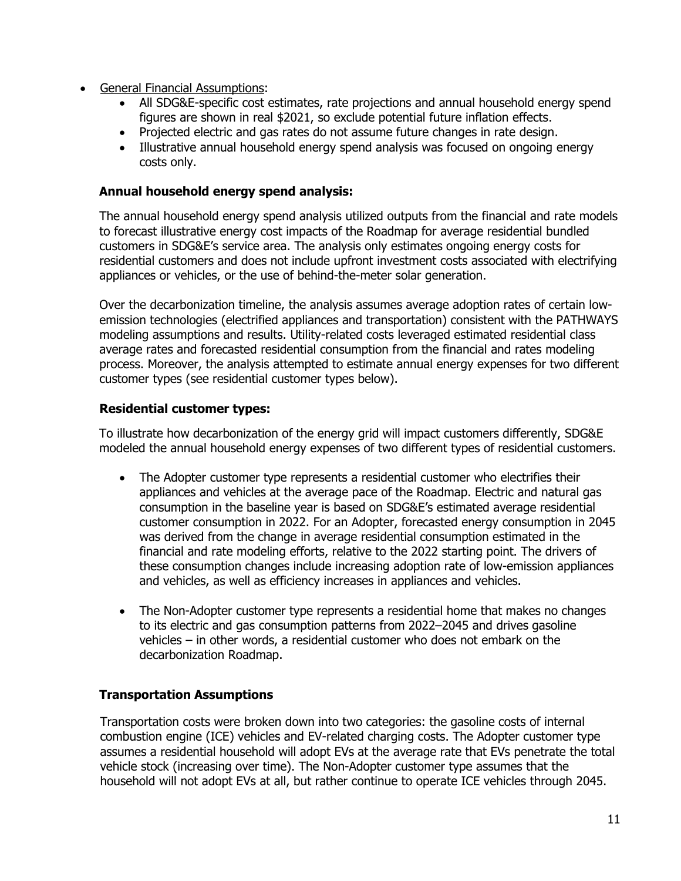- General Financial Assumptions:
    - All SDG&E-specific cost estimates, rate projections and annual household energy spend figures are shown in real $2021, so exclude potential future inflation effects.
    - Projected electric and gas rates do not assume future changes in rate design.
    - Illustrative annual household energy spend analysis was focused on ongoing energy costs only.

### Annual household energy spend analysis:

The annual household energy spend analysis utilized outputs from the financial and rate models to forecast illustrative energy cost impacts of the Roadmap for average residential bundled customers in SDG&E's service area. The analysis only estimates ongoing energy costs for residential customers and does not include upfront investment costs associated with electrifying appliances or vehicles, or the use of behind-the-meter solar generation.

Over the decarbonization timeline, the analysis assumes average adoption rates of certain low-emission technologies (electrified appliances and transportation) consistent with the PATHWAYS modeling assumptions and results. Utility-related costs leveraged estimated residential class average rates and forecasted residential consumption from the financial and rates modeling process. Moreover, the analysis attempted to estimate annual energy expenses for two different customer types (see residential customer types below).

### Residential customer types:

To illustrate how decarbonization of the energy grid will impact customers differently, SDG&E modeled the annual household energy expenses of two different types of residential customers.

- The Adopter customer type represents a residential customer who electrifies their appliances and vehicles at the average pace of the Roadmap. Electric and natural gas consumption in the baseline year is based on SDG&E's estimated average residential customer consumption in 2022. For an Adopter, forecasted energy consumption in 2045 was derived from the change in average residential consumption estimated in the financial and rate modeling efforts, relative to the 2022 starting point. The drivers of these consumption changes include increasing adoption rate of low-emission appliances and vehicles, as well as efficiency increases in appliances and vehicles.

- The Non-Adopter customer type represents a residential home that makes no changes to its electric and gas consumption patterns from 2022–2045 and drives gasoline vehicles – in other words, a residential customer who does not embark on the decarbonization Roadmap.

### Transportation Assumptions

Transportation costs were broken down into two categories: the gasoline costs of internal combustion engine (ICE) vehicles and EV-related charging costs. The Adopter customer type assumes a residential household will adopt EVs at the average rate that EVs penetrate the total vehicle stock (increasing over time). The Non-Adopter customer type assumes that the household will not adopt EVs at all, but rather continue to operate ICE vehicles through 2045.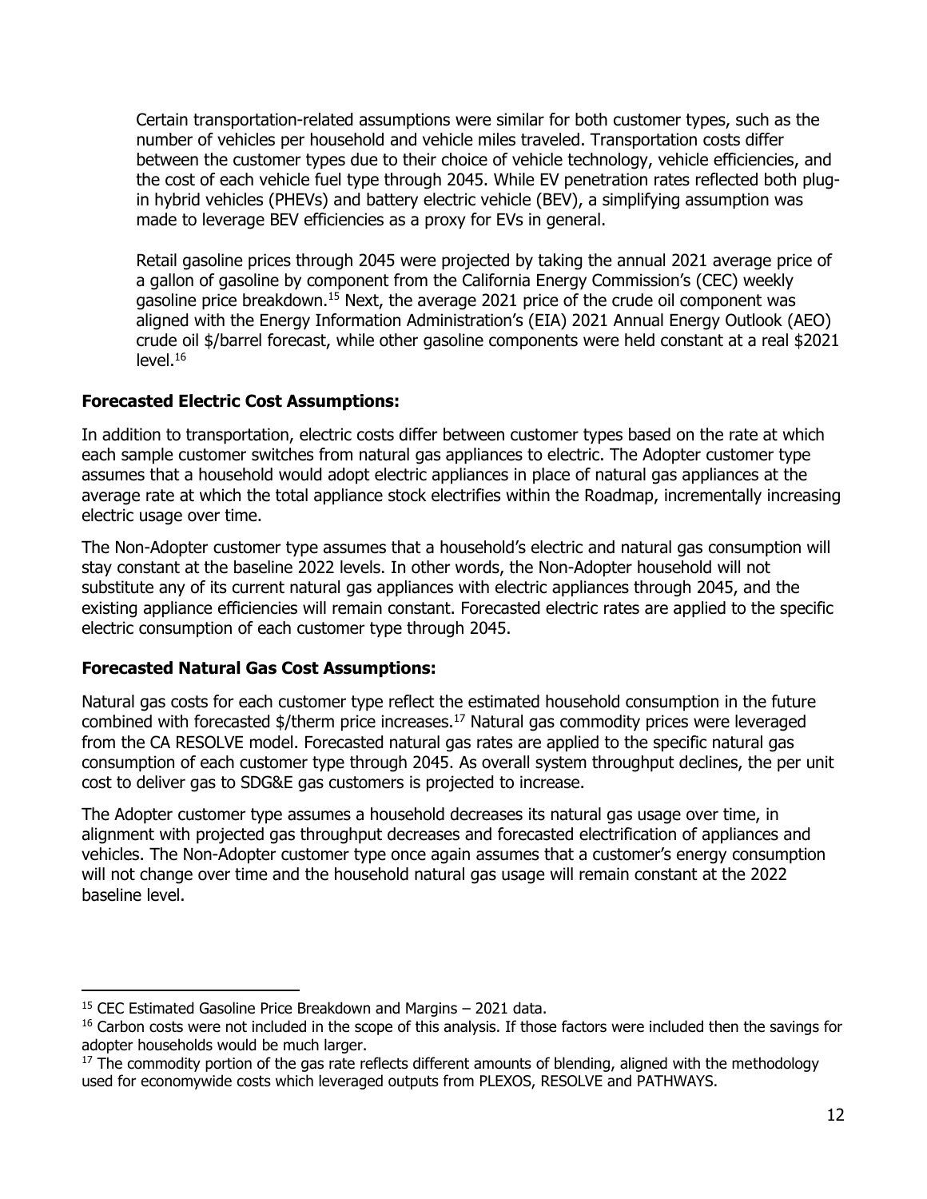Certain transportation-related assumptions were similar for both customer types, such as the number of vehicles per household and vehicle miles traveled. Transportation costs differ between the customer types due to their choice of vehicle technology, vehicle efficiencies, and the cost of each vehicle fuel type through 2045. While EV penetration rates reflected both plug-in hybrid vehicles (PHEVs) and battery electric vehicle (BEV), a simplifying assumption was made to leverage BEV efficiencies as a proxy for EVs in general.

Retail gasoline prices through 2045 were projected by taking the annual 2021 average price of a gallon of gasoline by component from the California Energy Commission's (CEC) weekly gasoline price breakdown.[15] Next, the average 2021 price of the crude oil component was aligned with the Energy Information Administration's (EIA) 2021 Annual Energy Outlook (AEO) crude oil $/barrel forecast, while other gasoline components were held constant at a real $2021 level.[16]

**Forecasted Electric Cost Assumptions:**

In addition to transportation, electric costs differ between customer types based on the rate at which each sample customer switches from natural gas appliances to electric. The Adopter customer type assumes that a household would adopt electric appliances in place of natural gas appliances at the average rate at which the total appliance stock electrifies within the Roadmap, incrementally increasing electric usage over time.

The Non-Adopter customer type assumes that a household's electric and natural gas consumption will stay constant at the baseline 2022 levels. In other words, the Non-Adopter household will not substitute any of its current natural gas appliances with electric appliances through 2045, and the existing appliance efficiencies will remain constant. Forecasted electric rates are applied to the specific electric consumption of each customer type through 2045.

**Forecasted Natural Gas Cost Assumptions:**

Natural gas costs for each customer type reflect the estimated household consumption in the future combined with forecasted $/therm price increases.[17] Natural gas commodity prices were leveraged from the CA RESOLVE model. Forecasted natural gas rates are applied to the specific natural gas consumption of each customer type through 2045. As overall system throughput declines, the per unit cost to deliver gas to SDG&E gas customers is projected to increase.

The Adopter customer type assumes a household decreases its natural gas usage over time, in alignment with projected gas throughput decreases and forecasted electrification of appliances and vehicles. The Non-Adopter customer type once again assumes that a customer's energy consumption will not change over time and the household natural gas usage will remain constant at the 2022 baseline level.

---

[15] CEC Estimated Gasoline Price Breakdown and Margins – 2021 data.

[16] Carbon costs were not included in the scope of this analysis. If those factors were included then the savings for adopter households would be much larger.

[17] The commodity portion of the gas rate reflects different amounts of blending, aligned with the methodology used for economywide costs which leveraged outputs from PLEXOS, RESOLVE and PATHWAYS.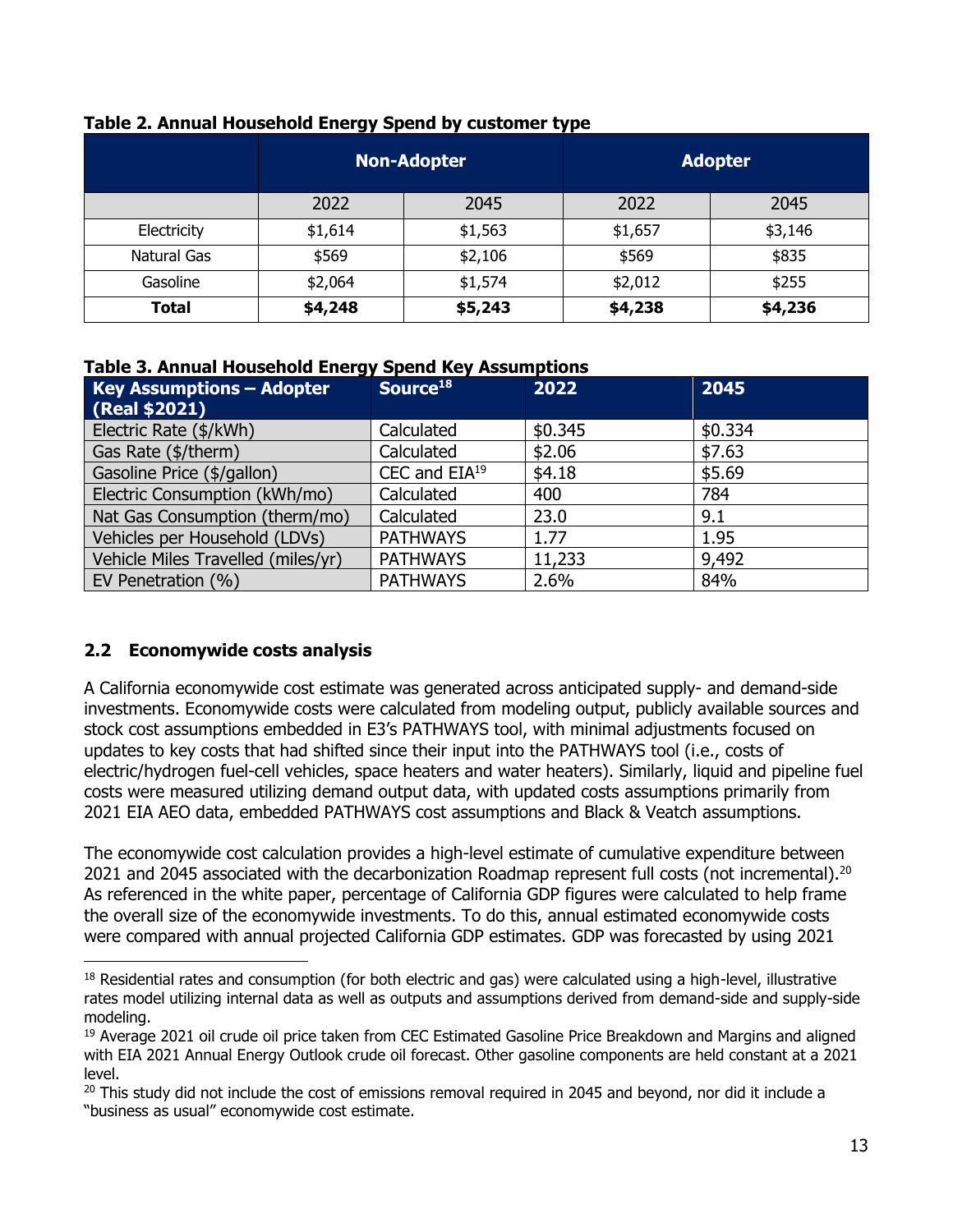**Table 2. Annual Household Energy Spend by customer type**

| | Non-Adopter | | Adopter | |
|---|---|---|---|---|
| | 2022 | 2045 | 2022 | 2045 |
| Electricity | $1,614 | $1,563 | $1,657 | $3,146 |
| Natural Gas | $569 | $2,106 | $569 | $835 |
| Gasoline | $2,064 | $1,574 | $2,012 | $255 |
| **Total** | **$4,248** | **$5,243** | **$4,238** | **$4,236** |

**Table 3. Annual Household Energy Spend Key Assumptions**

| Key Assumptions – Adopter (Real $2021) | Source[18] | 2022 | 2045 |
|---|---|---|---|
| Electric Rate ($/kWh) | Calculated | $0.345 | $0.334 |
| Gas Rate ($/therm) | Calculated | $2.06 | $7.63 |
| Gasoline Price ($/gallon) | CEC and EIA[19] | $4.18 | $5.69 |
| Electric Consumption (kWh/mo) | Calculated | 400 | 784 |
| Nat Gas Consumption (therm/mo) | Calculated | 23.0 | 9.1 |
| Vehicles per Household (LDVs) | PATHWAYS | 1.77 | 1.95 |
| Vehicle Miles Travelled (miles/yr) | PATHWAYS | 11,233 | 9,492 |
| EV Penetration (%) | PATHWAYS | 2.6% | 84% |

## 2.2 Economywide costs analysis

A California economywide cost estimate was generated across anticipated supply- and demand-side investments. Economywide costs were calculated from modeling output, publicly available sources and stock cost assumptions embedded in E3's PATHWAYS tool, with minimal adjustments focused on updates to key costs that had shifted since their input into the PATHWAYS tool (i.e., costs of electric/hydrogen fuel-cell vehicles, space heaters and water heaters). Similarly, liquid and pipeline fuel costs were measured utilizing demand output data, with updated costs assumptions primarily from 2021 EIA AEO data, embedded PATHWAYS cost assumptions and Black & Veatch assumptions.

The economywide cost calculation provides a high-level estimate of cumulative expenditure between 2021 and 2045 associated with the decarbonization Roadmap represent full costs (not incremental).[20] As referenced in the white paper, percentage of California GDP figures were calculated to help frame the overall size of the economywide investments. To do this, annual estimated economywide costs were compared with annual projected California GDP estimates. GDP was forecasted by using 2021

---

[18] Residential rates and consumption (for both electric and gas) were calculated using a high-level, illustrative rates model utilizing internal data as well as outputs and assumptions derived from demand-side and supply-side modeling.

[19] Average 2021 oil crude oil price taken from CEC Estimated Gasoline Price Breakdown and Margins and aligned with EIA 2021 Annual Energy Outlook crude oil forecast. Other gasoline components are held constant at a 2021 level.

[20] This study did not include the cost of emissions removal required in 2045 and beyond, nor did it include a "business as usual" economywide cost estimate.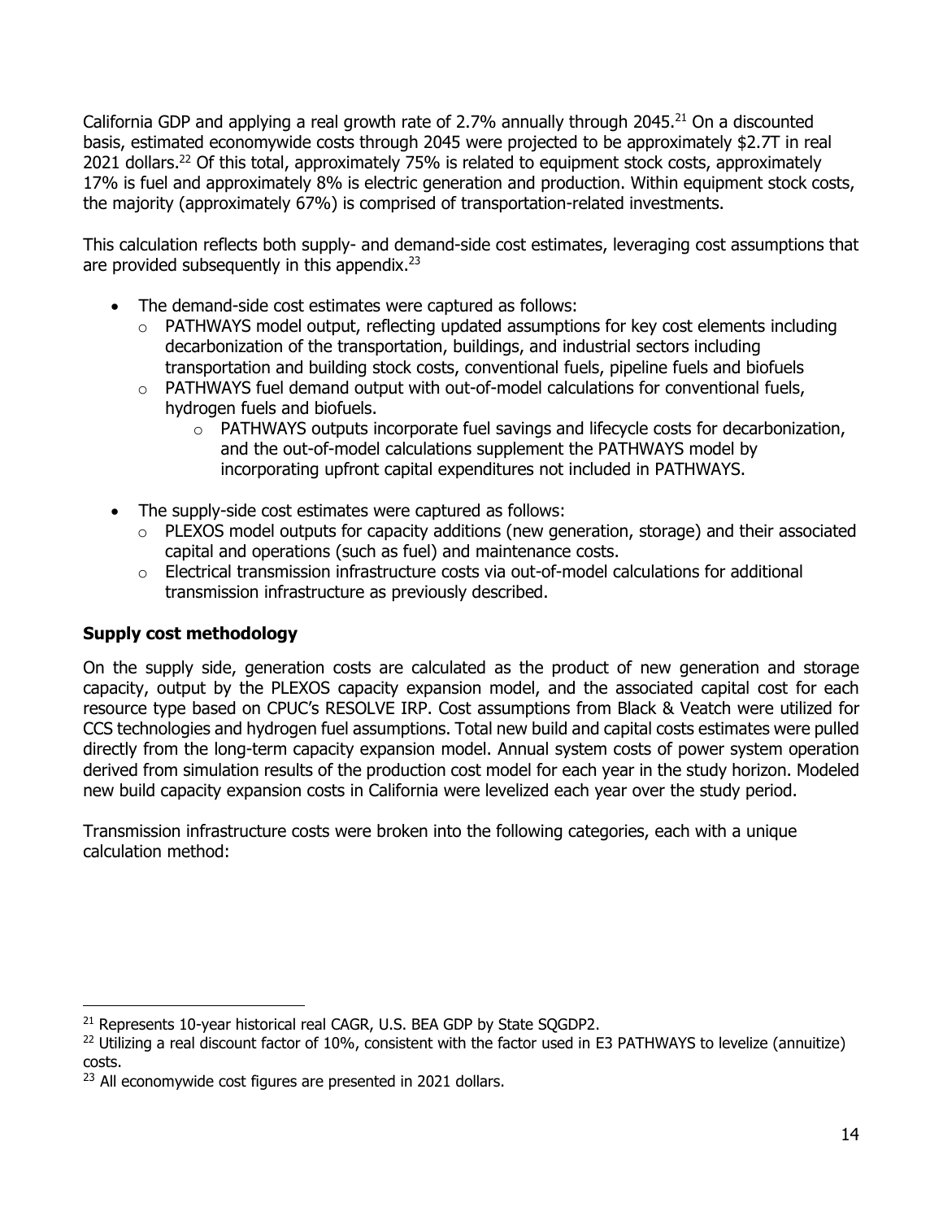California GDP and applying a real growth rate of 2.7% annually through 2045.[21] On a discounted basis, estimated economywide costs through 2045 were projected to be approximately $2.7T in real 2021 dollars.[22] Of this total, approximately 75% is related to equipment stock costs, approximately 17% is fuel and approximately 8% is electric generation and production. Within equipment stock costs, the majority (approximately 67%) is comprised of transportation-related investments.

This calculation reflects both supply- and demand-side cost estimates, leveraging cost assumptions that are provided subsequently in this appendix.[23]

- The demand-side cost estimates were captured as follows:
  - PATHWAYS model output, reflecting updated assumptions for key cost elements including decarbonization of the transportation, buildings, and industrial sectors including transportation and building stock costs, conventional fuels, pipeline fuels and biofuels
  - PATHWAYS fuel demand output with out-of-model calculations for conventional fuels, hydrogen fuels and biofuels.
    - PATHWAYS outputs incorporate fuel savings and lifecycle costs for decarbonization, and the out-of-model calculations supplement the PATHWAYS model by incorporating upfront capital expenditures not included in PATHWAYS.
- The supply-side cost estimates were captured as follows:
  - PLEXOS model outputs for capacity additions (new generation, storage) and their associated capital and operations (such as fuel) and maintenance costs.
  - Electrical transmission infrastructure costs via out-of-model calculations for additional transmission infrastructure as previously described.

**Supply cost methodology**

On the supply side, generation costs are calculated as the product of new generation and storage capacity, output by the PLEXOS capacity expansion model, and the associated capital cost for each resource type based on CPUC's RESOLVE IRP. Cost assumptions from Black & Veatch were utilized for CCS technologies and hydrogen fuel assumptions. Total new build and capital costs estimates were pulled directly from the long-term capacity expansion model. Annual system costs of power system operation derived from simulation results of the production cost model for each year in the study horizon. Modeled new build capacity expansion costs in California were levelized each year over the study period.

Transmission infrastructure costs were broken into the following categories, each with a unique calculation method:

[21] Represents 10-year historical real CAGR, U.S. BEA GDP by State SQGDP2.

[22] Utilizing a real discount factor of 10%, consistent with the factor used in E3 PATHWAYS to levelize (annuitize) costs.

[23] All economywide cost figures are presented in 2021 dollars.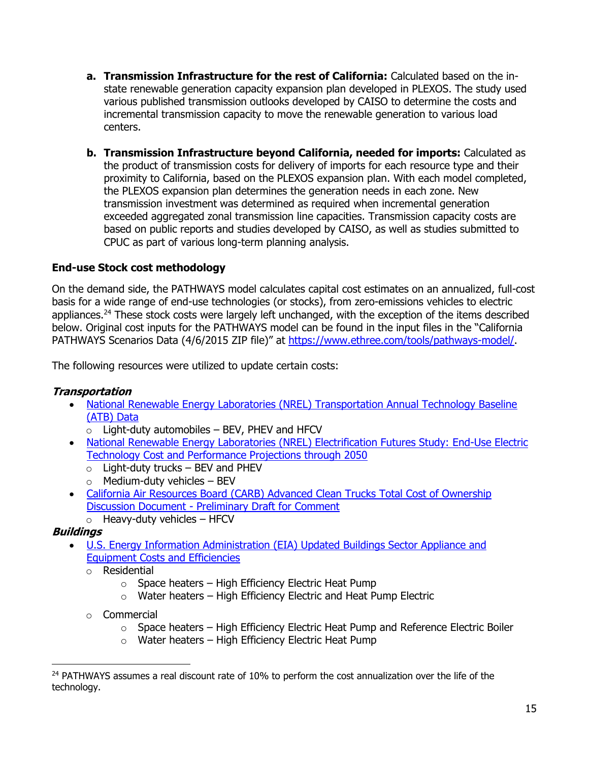a. **Transmission Infrastructure for the rest of California:** Calculated based on the in-state renewable generation capacity expansion plan developed in PLEXOS. The study used various published transmission outlooks developed by CAISO to determine the costs and incremental transmission capacity to move the renewable generation to various load centers.

b. **Transmission Infrastructure beyond California, needed for imports:** Calculated as the product of transmission costs for delivery of imports for each resource type and their proximity to California, based on the PLEXOS expansion plan. With each model completed, the PLEXOS expansion plan determines the generation needs in each zone. New transmission investment was determined as required when incremental generation exceeded aggregated zonal transmission line capacities. Transmission capacity costs are based on public reports and studies developed by CAISO, as well as studies submitted to CPUC as part of various long-term planning analysis.

**End-use Stock cost methodology**

On the demand side, the PATHWAYS model calculates capital cost estimates on an annualized, full-cost basis for a wide range of end-use technologies (or stocks), from zero-emissions vehicles to electric appliances.[24] These stock costs were largely left unchanged, with the exception of the items described below. Original cost inputs for the PATHWAYS model can be found in the input files in the "California PATHWAYS Scenarios Data (4/6/2015 ZIP file)" at https://www.ethree.com/tools/pathways-model/.

The following resources were utilized to update certain costs:

***Transportation***

- National Renewable Energy Laboratories (NREL) Transportation Annual Technology Baseline (ATB) Data
  - Light-duty automobiles – BEV, PHEV and HFCV
- National Renewable Energy Laboratories (NREL) Electrification Futures Study: End-Use Electric Technology Cost and Performance Projections through 2050
  - Light-duty trucks – BEV and PHEV
  - Medium-duty vehicles – BEV
- California Air Resources Board (CARB) Advanced Clean Trucks Total Cost of Ownership Discussion Document - Preliminary Draft for Comment
  - Heavy-duty vehicles – HFCV

***Buildings***

- U.S. Energy Information Administration (EIA) Updated Buildings Sector Appliance and Equipment Costs and Efficiencies
  - Residential
    - Space heaters – High Efficiency Electric Heat Pump
    - Water heaters – High Efficiency Electric and Heat Pump Electric
  - Commercial
    - Space heaters – High Efficiency Electric Heat Pump and Reference Electric Boiler
    - Water heaters – High Efficiency Electric Heat Pump

[24] PATHWAYS assumes a real discount rate of 10% to perform the cost annualization over the life of the technology.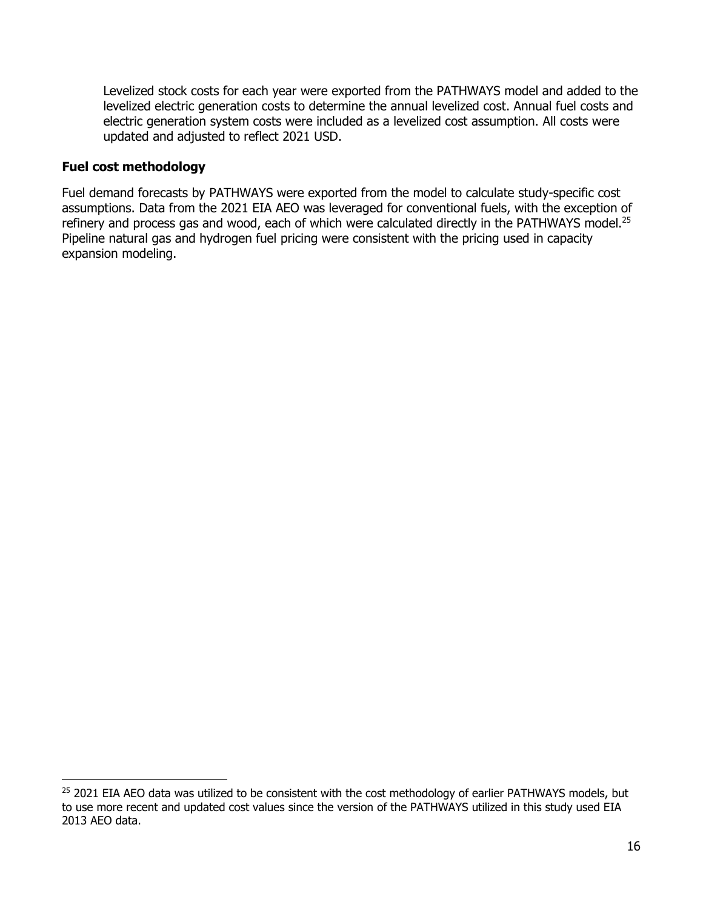Levelized stock costs for each year were exported from the PATHWAYS model and added to the levelized electric generation costs to determine the annual levelized cost. Annual fuel costs and electric generation system costs were included as a levelized cost assumption. All costs were updated and adjusted to reflect 2021 USD.

**Fuel cost methodology**

Fuel demand forecasts by PATHWAYS were exported from the model to calculate study-specific cost assumptions. Data from the 2021 EIA AEO was leveraged for conventional fuels, with the exception of refinery and process gas and wood, each of which were calculated directly in the PATHWAYS model.[25] Pipeline natural gas and hydrogen fuel pricing were consistent with the pricing used in capacity expansion modeling.

[25] 2021 EIA AEO data was utilized to be consistent with the cost methodology of earlier PATHWAYS models, but to use more recent and updated cost values since the version of the PATHWAYS utilized in this study used EIA 2013 AEO data.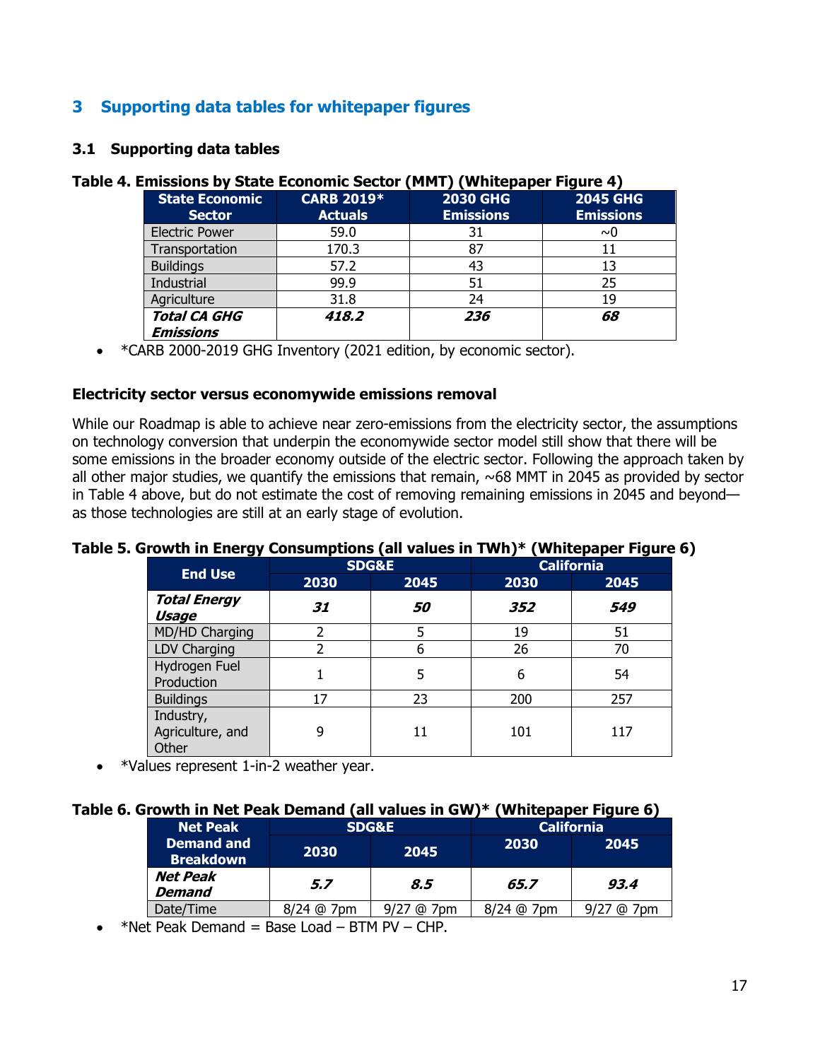# 3 Supporting data tables for whitepaper figures

## 3.1 Supporting data tables

**Table 4. Emissions by State Economic Sector (MMT) (Whitepaper Figure 4)**

| State Economic Sector | CARB 2019* Actuals | 2030 GHG Emissions | 2045 GHG Emissions |
|---|---|---|---|
| Electric Power | 59.0 | 31 | ~0 |
| Transportation | 170.3 | 87 | 11 |
| Buildings | 57.2 | 43 | 13 |
| Industrial | 99.9 | 51 | 25 |
| Agriculture | 31.8 | 24 | 19 |
| ***Total CA GHG Emissions*** | ***418.2*** | ***236*** | ***68*** |

- *CARB 2000-2019 GHG Inventory (2021 edition, by economic sector).

**Electricity sector versus economywide emissions removal**

While our Roadmap is able to achieve near zero-emissions from the electricity sector, the assumptions on technology conversion that underpin the economywide sector model still show that there will be some emissions in the broader economy outside of the electric sector. Following the approach taken by all other major studies, we quantify the emissions that remain, ~68 MMT in 2045 as provided by sector in Table 4 above, but do not estimate the cost of removing remaining emissions in 2045 and beyond—as those technologies are still at an early stage of evolution.

**Table 5. Growth in Energy Consumptions (all values in TWh)* (Whitepaper Figure 6)**

| End Use | SDG&E | | California | |
|---|---|---|---|---|
| | 2030 | 2045 | 2030 | 2045 |
| ***Total Energy Usage*** | ***31*** | ***50*** | ***352*** | ***549*** |
| MD/HD Charging | 2 | 5 | 19 | 51 |
| LDV Charging | 2 | 6 | 26 | 70 |
| Hydrogen Fuel Production | 1 | 5 | 6 | 54 |
| Buildings | 17 | 23 | 200 | 257 |
| Industry, Agriculture, and Other | 9 | 11 | 101 | 117 |

- *Values represent 1-in-2 weather year.

**Table 6. Growth in Net Peak Demand (all values in GW)* (Whitepaper Figure 6)**

| Net Peak Demand and Breakdown | SDG&E | | California | |
|---|---|---|---|---|
| | 2030 | 2045 | 2030 | 2045 |
| ***Net Peak Demand*** | ***5.7*** | ***8.5*** | ***65.7*** | ***93.4*** |
| Date/Time | 8/24 @ 7pm | 9/27 @ 7pm | 8/24 @ 7pm | 9/27 @ 7pm |

- *Net Peak Demand = Base Load – BTM PV – CHP.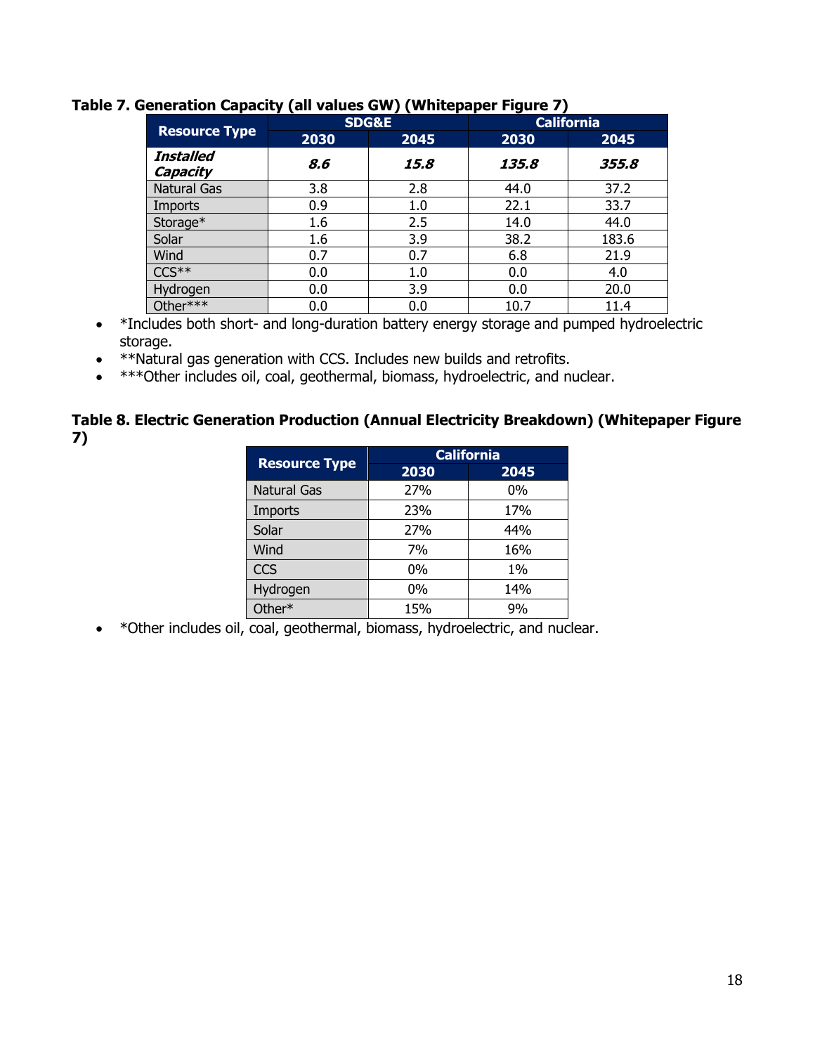**Table 7. Generation Capacity (all values GW) (Whitepaper Figure 7)**

| Resource Type | SDG&E | | California | |
|---|---|---|---|---|
| | 2030 | 2045 | 2030 | 2045 |
| ***Installed Capacity*** | ***8.6*** | ***15.8*** | ***135.8*** | ***355.8*** |
| Natural Gas | 3.8 | 2.8 | 44.0 | 37.2 |
| Imports | 0.9 | 1.0 | 22.1 | 33.7 |
| Storage* | 1.6 | 2.5 | 14.0 | 44.0 |
| Solar | 1.6 | 3.9 | 38.2 | 183.6 |
| Wind | 0.7 | 0.7 | 6.8 | 21.9 |
| CCS** | 0.0 | 1.0 | 0.0 | 4.0 |
| Hydrogen | 0.0 | 3.9 | 0.0 | 20.0 |
| Other*** | 0.0 | 0.0 | 10.7 | 11.4 |

- *Includes both short- and long-duration battery energy storage and pumped hydroelectric storage.
- **Natural gas generation with CCS. Includes new builds and retrofits.
- ***Other includes oil, coal, geothermal, biomass, hydroelectric, and nuclear.

**Table 8. Electric Generation Production (Annual Electricity Breakdown) (Whitepaper Figure 7)**

| Resource Type | California | |
|---|---|---|
| | 2030 | 2045 |
| Natural Gas | 27% | 0% |
| Imports | 23% | 17% |
| Solar | 27% | 44% |
| Wind | 7% | 16% |
| CCS | 0% | 1% |
| Hydrogen | 0% | 14% |
| Other* | 15% | 9% |

- *Other includes oil, coal, geothermal, biomass, hydroelectric, and nuclear.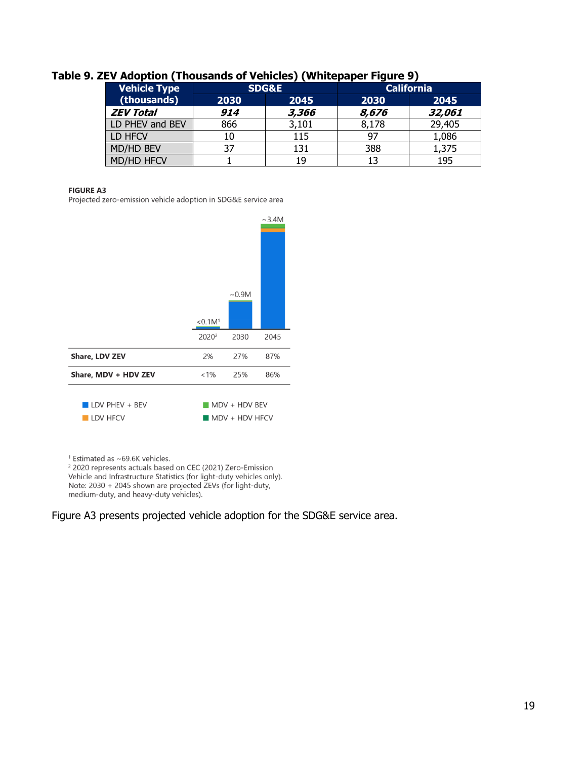**Table 9. ZEV Adoption (Thousands of Vehicles) (Whitepaper Figure 9)**

| Vehicle Type (thousands) | SDG&E | | California | |
|---|---|---|---|---|
| | 2030 | 2045 | 2030 | 2045 |
| ***ZEV Total*** | ***914*** | ***3,366*** | ***8,676*** | ***32,061*** |
| LD PHEV and BEV | 866 | 3,101 | 8,178 | 29,405 |
| LD HFCV | 10 | 115 | 97 | 1,086 |
| MD/HD BEV | 37 | 131 | 388 | 1,375 |
| MD/HD HFCV | 1 | 19 | 13 | 195 |

**FIGURE A3**
Projected zero-emission vehicle adoption in SDG&E service area

| | 2020[2] | 2030 | 2045 |
|---|---|---|---|
| Total | <0.1M[1] | ~0.9M | ~3.4M |
| **Share, LDV ZEV** | 2% | 27% | 87% |
| **Share, MDV + HDV ZEV** | <1% | 25% | 86% |

LDV PHEV + BEV; LDV HFCV; MDV + HDV BEV; MDV + HDV HFCV

[1] Estimated as ~69.6K vehicles.
[2] 2020 represents actuals based on CEC (2021) Zero-Emission Vehicle and Infrastructure Statistics (for light-duty vehicles only).
Note: 2030 + 2045 shown are projected ZEVs (for light-duty, medium-duty, and heavy-duty vehicles).

Figure A3 presents projected vehicle adoption for the SDG&E service area.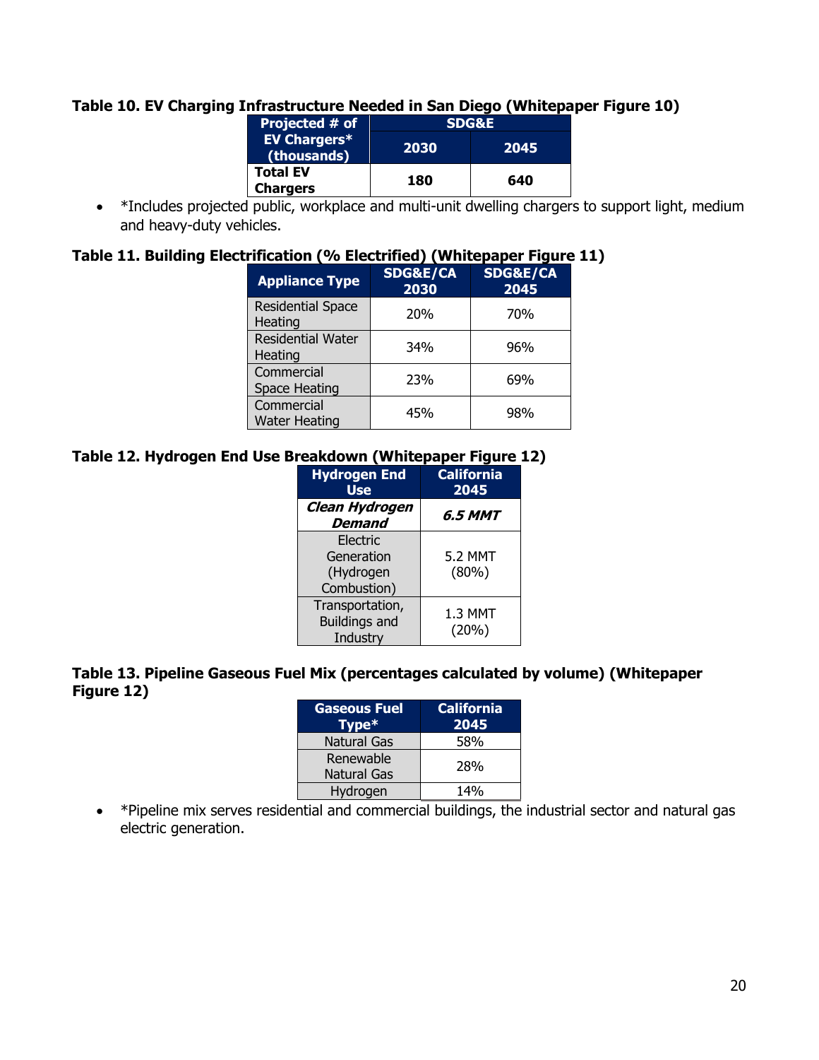**Table 10. EV Charging Infrastructure Needed in San Diego (Whitepaper Figure 10)**

| Projected # of EV Chargers* (thousands) | SDG&E | |
|---|---|---|
| | 2030 | 2045 |
| **Total EV Chargers** | **180** | **640** |

- *Includes projected public, workplace and multi-unit dwelling chargers to support light, medium and heavy-duty vehicles.

**Table 11. Building Electrification (% Electrified) (Whitepaper Figure 11)**

| Appliance Type | SDG&E/CA 2030 | SDG&E/CA 2045 |
|---|---|---|
| Residential Space Heating | 20% | 70% |
| Residential Water Heating | 34% | 96% |
| Commercial Space Heating | 23% | 69% |
| Commercial Water Heating | 45% | 98% |

**Table 12. Hydrogen End Use Breakdown (Whitepaper Figure 12)**

| Hydrogen End Use | California 2045 |
|---|---|
| ***Clean Hydrogen Demand*** | ***6.5 MMT*** |
| Electric Generation (Hydrogen Combustion) | 5.2 MMT (80%) |
| Transportation, Buildings and Industry | 1.3 MMT (20%) |

**Table 13. Pipeline Gaseous Fuel Mix (percentages calculated by volume) (Whitepaper Figure 12)**

| Gaseous Fuel Type* | California 2045 |
|---|---|
| Natural Gas | 58% |
| Renewable Natural Gas | 28% |
| Hydrogen | 14% |

- *Pipeline mix serves residential and commercial buildings, the industrial sector and natural gas electric generation.